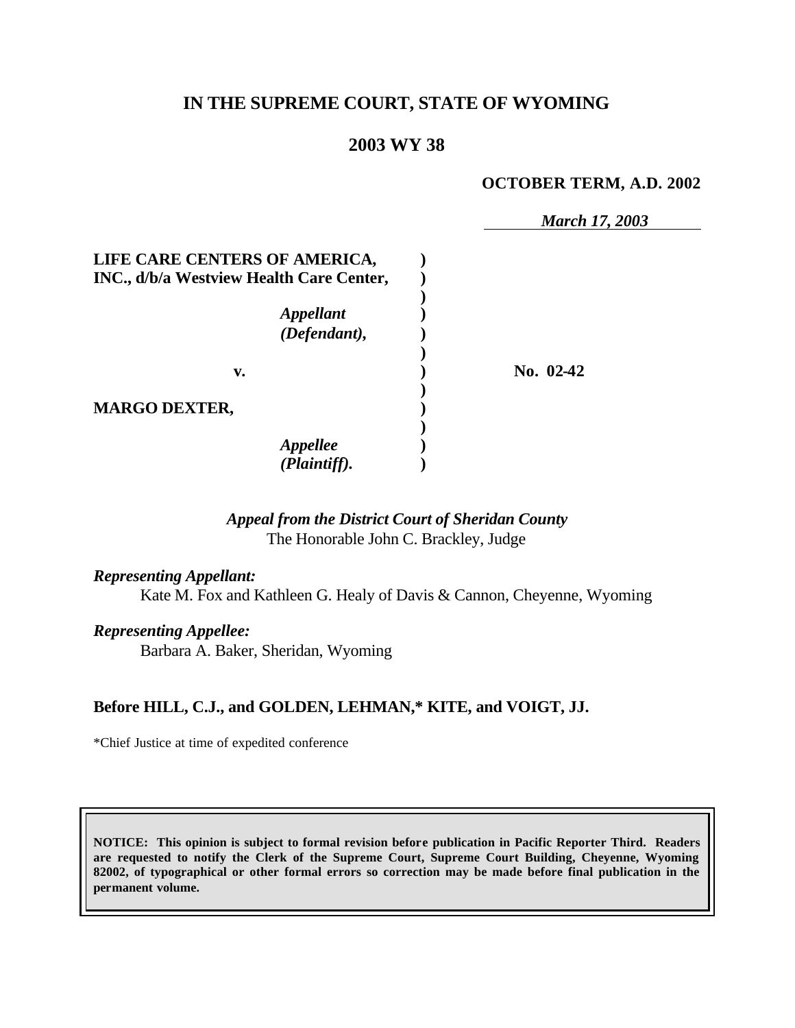# IN THE SUPREME COURT, STATE OF WYOMING

## 2003 WY 38

**OCTOBER TERM, A.D. 2002**

*March 17, 2003*

**LIFE CARE CENTERS OF AMERICA, INC., d/b/a Westview Health Care Center,**

*Appellant (Defendant),*

**v.**

**No. 02-42**

**MARGO DEXTER,**

*Appellee (Plaintiff).*

*Appeal from the District Court of Sheridan County*
The Honorable John C. Brackley, Judge

*Representing Appellant:*
Kate M. Fox and Kathleen G. Healy of Davis & Cannon, Cheyenne, Wyoming

*Representing Appellee:*
Barbara A. Baker, Sheridan, Wyoming

**Before HILL, C.J., and GOLDEN, LEHMAN,\* KITE, and VOIGT, JJ.**

\*Chief Justice at time of expedited conference

**NOTICE: This opinion is subject to formal revision before publication in Pacific Reporter Third. Readers are requested to notify the Clerk of the Supreme Court, Supreme Court Building, Cheyenne, Wyoming 82002, of typographical or other formal errors so correction may be made before final publication in the permanent volume.**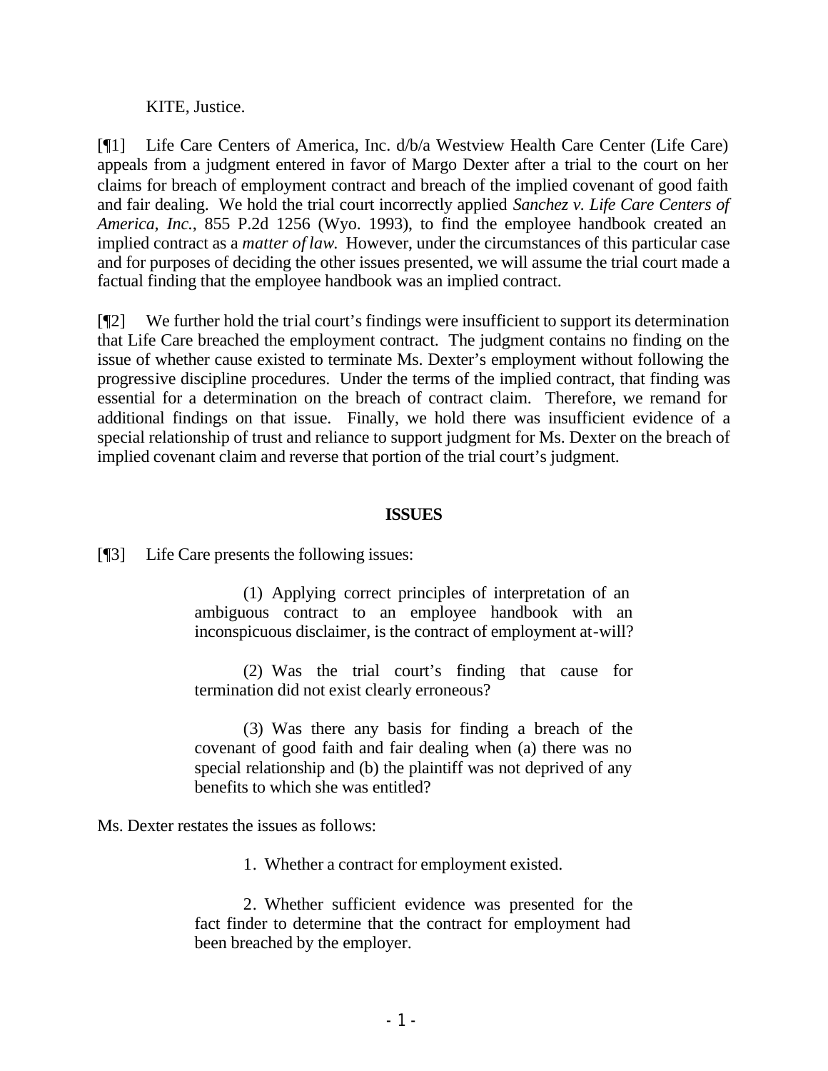KITE, Justice.

[¶1] Life Care Centers of America, Inc. d/b/a Westview Health Care Center (Life Care) appeals from a judgment entered in favor of Margo Dexter after a trial to the court on her claims for breach of employment contract and breach of the implied covenant of good faith and fair dealing. We hold the trial court incorrectly applied *Sanchez v. Life Care Centers of America, Inc.*, 855 P.2d 1256 (Wyo. 1993), to find the employee handbook created an implied contract as a *matter of law.* However, under the circumstances of this particular case and for purposes of deciding the other issues presented, we will assume the trial court made a factual finding that the employee handbook was an implied contract.

[¶2] We further hold the trial court's findings were insufficient to support its determination that Life Care breached the employment contract. The judgment contains no finding on the issue of whether cause existed to terminate Ms. Dexter's employment without following the progressive discipline procedures. Under the terms of the implied contract, that finding was essential for a determination on the breach of contract claim. Therefore, we remand for additional findings on that issue. Finally, we hold there was insufficient evidence of a special relationship of trust and reliance to support judgment for Ms. Dexter on the breach of implied covenant claim and reverse that portion of the trial court's judgment.

## ISSUES

[¶3] Life Care presents the following issues:

> (1) Applying correct principles of interpretation of an ambiguous contract to an employee handbook with an inconspicuous disclaimer, is the contract of employment at-will?
>
> (2) Was the trial court's finding that cause for termination did not exist clearly erroneous?
>
> (3) Was there any basis for finding a breach of the covenant of good faith and fair dealing when (a) there was no special relationship and (b) the plaintiff was not deprived of any benefits to which she was entitled?

Ms. Dexter restates the issues as follows:

> 1. Whether a contract for employment existed.
>
> 2. Whether sufficient evidence was presented for the fact finder to determine that the contract for employment had been breached by the employer.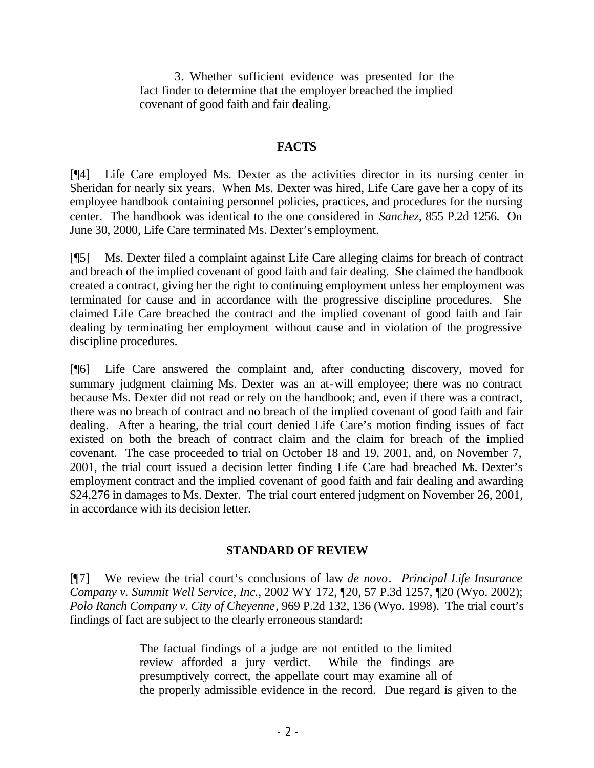> 3. Whether sufficient evidence was presented for the fact finder to determine that the employer breached the implied covenant of good faith and fair dealing.

## FACTS

[¶4] Life Care employed Ms. Dexter as the activities director in its nursing center in Sheridan for nearly six years. When Ms. Dexter was hired, Life Care gave her a copy of its employee handbook containing personnel policies, practices, and procedures for the nursing center. The handbook was identical to the one considered in *Sanchez,* 855 P.2d 1256. On June 30, 2000, Life Care terminated Ms. Dexter's employment.

[¶5] Ms. Dexter filed a complaint against Life Care alleging claims for breach of contract and breach of the implied covenant of good faith and fair dealing. She claimed the handbook created a contract, giving her the right to continuing employment unless her employment was terminated for cause and in accordance with the progressive discipline procedures. She claimed Life Care breached the contract and the implied covenant of good faith and fair dealing by terminating her employment without cause and in violation of the progressive discipline procedures.

[¶6] Life Care answered the complaint and, after conducting discovery, moved for summary judgment claiming Ms. Dexter was an at-will employee; there was no contract because Ms. Dexter did not read or rely on the handbook; and, even if there was a contract, there was no breach of contract and no breach of the implied covenant of good faith and fair dealing. After a hearing, the trial court denied Life Care's motion finding issues of fact existed on both the breach of contract claim and the claim for breach of the implied covenant. The case proceeded to trial on October 18 and 19, 2001, and, on November 7, 2001, the trial court issued a decision letter finding Life Care had breached Ms. Dexter's employment contract and the implied covenant of good faith and fair dealing and awarding $24,276 in damages to Ms. Dexter. The trial court entered judgment on November 26, 2001, in accordance with its decision letter.

## STANDARD OF REVIEW

[¶7] We review the trial court's conclusions of law *de novo*. *Principal Life Insurance Company v. Summit Well Service, Inc.*, 2002 WY 172, ¶20, 57 P.3d 1257, ¶20 (Wyo. 2002); *Polo Ranch Company v. City of Cheyenne*, 969 P.2d 132, 136 (Wyo. 1998). The trial court's findings of fact are subject to the clearly erroneous standard:

> The factual findings of a judge are not entitled to the limited review afforded a jury verdict. While the findings are presumptively correct, the appellate court may examine all of the properly admissible evidence in the record. Due regard is given to the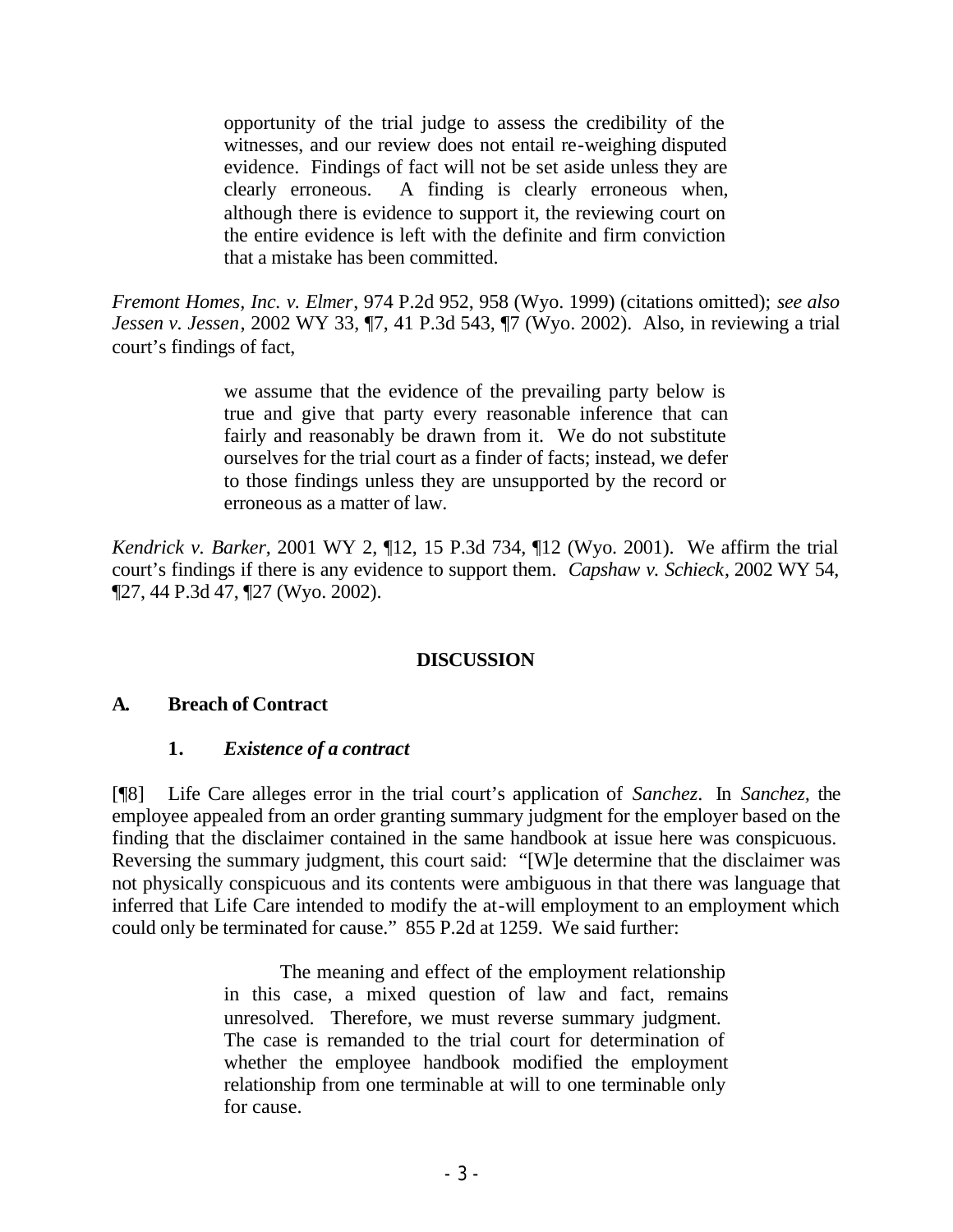> opportunity of the trial judge to assess the credibility of the witnesses, and our review does not entail re-weighing disputed evidence. Findings of fact will not be set aside unless they are clearly erroneous. A finding is clearly erroneous when, although there is evidence to support it, the reviewing court on the entire evidence is left with the definite and firm conviction that a mistake has been committed.

*Fremont Homes, Inc. v. Elmer*, 974 P.2d 952, 958 (Wyo. 1999) (citations omitted); *see also Jessen v. Jessen*, 2002 WY 33, ¶7, 41 P.3d 543, ¶7 (Wyo. 2002). Also, in reviewing a trial court's findings of fact,

> we assume that the evidence of the prevailing party below is true and give that party every reasonable inference that can fairly and reasonably be drawn from it. We do not substitute ourselves for the trial court as a finder of facts; instead, we defer to those findings unless they are unsupported by the record or erroneous as a matter of law.

*Kendrick v. Barker*, 2001 WY 2, ¶12, 15 P.3d 734, ¶12 (Wyo. 2001). We affirm the trial court's findings if there is any evidence to support them. *Capshaw v. Schieck*, 2002 WY 54, ¶27, 44 P.3d 47, ¶27 (Wyo. 2002).

## DISCUSSION

### A. Breach of Contract

#### 1. *Existence of a contract*

[¶8] Life Care alleges error in the trial court's application of *Sanchez*. In *Sanchez,* the employee appealed from an order granting summary judgment for the employer based on the finding that the disclaimer contained in the same handbook at issue here was conspicuous. Reversing the summary judgment, this court said: "[W]e determine that the disclaimer was not physically conspicuous and its contents were ambiguous in that there was language that inferred that Life Care intended to modify the at-will employment to an employment which could only be terminated for cause." 855 P.2d at 1259. We said further:

> The meaning and effect of the employment relationship in this case, a mixed question of law and fact, remains unresolved. Therefore, we must reverse summary judgment. The case is remanded to the trial court for determination of whether the employee handbook modified the employment relationship from one terminable at will to one terminable only for cause.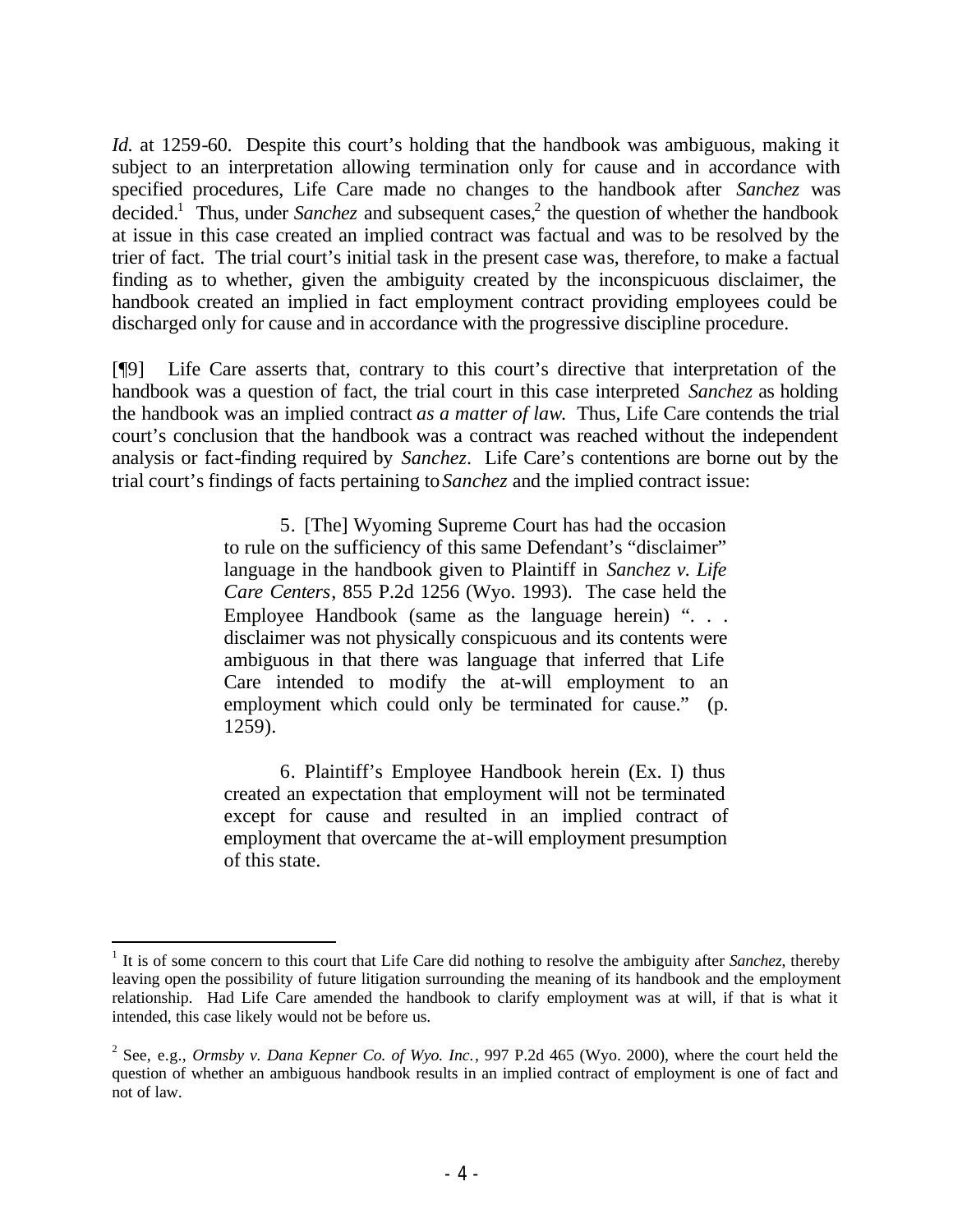*Id.* at 1259-60. Despite this court's holding that the handbook was ambiguous, making it subject to an interpretation allowing termination only for cause and in accordance with specified procedures, Life Care made no changes to the handbook after *Sanchez* was decided.[1] Thus, under *Sanchez* and subsequent cases,[2] the question of whether the handbook at issue in this case created an implied contract was factual and was to be resolved by the trier of fact. The trial court's initial task in the present case was, therefore, to make a factual finding as to whether, given the ambiguity created by the inconspicuous disclaimer, the handbook created an implied in fact employment contract providing employees could be discharged only for cause and in accordance with the progressive discipline procedure.

[¶9] Life Care asserts that, contrary to this court's directive that interpretation of the handbook was a question of fact, the trial court in this case interpreted *Sanchez* as holding the handbook was an implied contract *as a matter of law.* Thus, Life Care contends the trial court's conclusion that the handbook was a contract was reached without the independent analysis or fact-finding required by *Sanchez*. Life Care's contentions are borne out by the trial court's findings of facts pertaining to *Sanchez* and the implied contract issue:

> 5. [The] Wyoming Supreme Court has had the occasion to rule on the sufficiency of this same Defendant's "disclaimer" language in the handbook given to Plaintiff in *Sanchez v. Life Care Centers*, 855 P.2d 1256 (Wyo. 1993). The case held the Employee Handbook (same as the language herein) ". . . disclaimer was not physically conspicuous and its contents were ambiguous in that there was language that inferred that Life Care intended to modify the at-will employment to an employment which could only be terminated for cause." (p. 1259).
>
> 6. Plaintiff's Employee Handbook herein (Ex. I) thus created an expectation that employment will not be terminated except for cause and resulted in an implied contract of employment that overcame the at-will employment presumption of this state.

---

[1] It is of some concern to this court that Life Care did nothing to resolve the ambiguity after *Sanchez*, thereby leaving open the possibility of future litigation surrounding the meaning of its handbook and the employment relationship. Had Life Care amended the handbook to clarify employment was at will, if that is what it intended, this case likely would not be before us.

[2] See, e.g., *Ormsby v. Dana Kepner Co. of Wyo. Inc.*, 997 P.2d 465 (Wyo. 2000), where the court held the question of whether an ambiguous handbook results in an implied contract of employment is one of fact and not of law.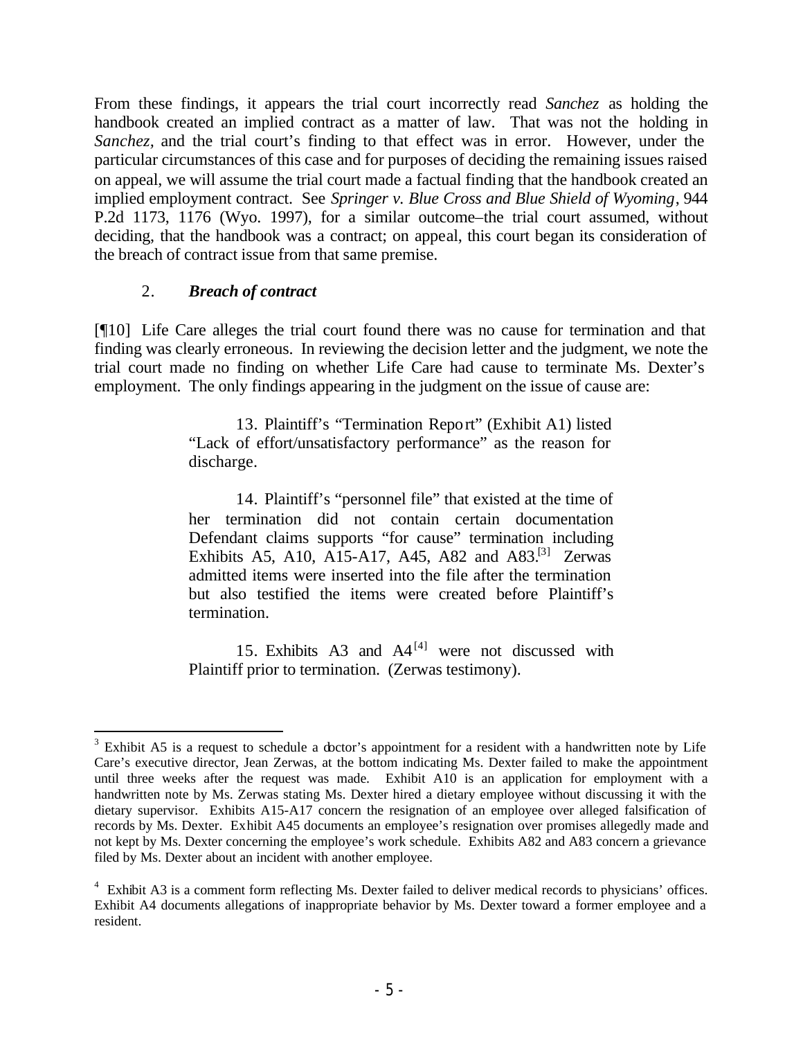From these findings, it appears the trial court incorrectly read *Sanchez* as holding the handbook created an implied contract as a matter of law. That was not the holding in *Sanchez,* and the trial court's finding to that effect was in error. However, under the particular circumstances of this case and for purposes of deciding the remaining issues raised on appeal, we will assume the trial court made a factual finding that the handbook created an implied employment contract. See *Springer v. Blue Cross and Blue Shield of Wyoming*, 944 P.2d 1173, 1176 (Wyo. 1997), for a similar outcome–the trial court assumed, without deciding, that the handbook was a contract; on appeal, this court began its consideration of the breach of contract issue from that same premise.

### 2. *Breach of contract*

[¶10] Life Care alleges the trial court found there was no cause for termination and that finding was clearly erroneous. In reviewing the decision letter and the judgment, we note the trial court made no finding on whether Life Care had cause to terminate Ms. Dexter's employment. The only findings appearing in the judgment on the issue of cause are:

> 13. Plaintiff's "Termination Report" (Exhibit A1) listed "Lack of effort/unsatisfactory performance" as the reason for discharge.
>
> 14. Plaintiff's "personnel file" that existed at the time of her termination did not contain certain documentation Defendant claims supports "for cause" termination including Exhibits A5, A10, A15-A17, A45, A82 and A83.[3] Zerwas admitted items were inserted into the file after the termination but also testified the items were created before Plaintiff's termination.
>
> 15. Exhibits A3 and A4[4] were not discussed with Plaintiff prior to termination. (Zerwas testimony).

---

[3] Exhibit A5 is a request to schedule a doctor's appointment for a resident with a handwritten note by Life Care's executive director, Jean Zerwas, at the bottom indicating Ms. Dexter failed to make the appointment until three weeks after the request was made. Exhibit A10 is an application for employment with a handwritten note by Ms. Zerwas stating Ms. Dexter hired a dietary employee without discussing it with the dietary supervisor. Exhibits A15-A17 concern the resignation of an employee over alleged falsification of records by Ms. Dexter. Exhibit A45 documents an employee's resignation over promises allegedly made and not kept by Ms. Dexter concerning the employee's work schedule. Exhibits A82 and A83 concern a grievance filed by Ms. Dexter about an incident with another employee.

[4] Exhibit A3 is a comment form reflecting Ms. Dexter failed to deliver medical records to physicians' offices. Exhibit A4 documents allegations of inappropriate behavior by Ms. Dexter toward a former employee and a resident.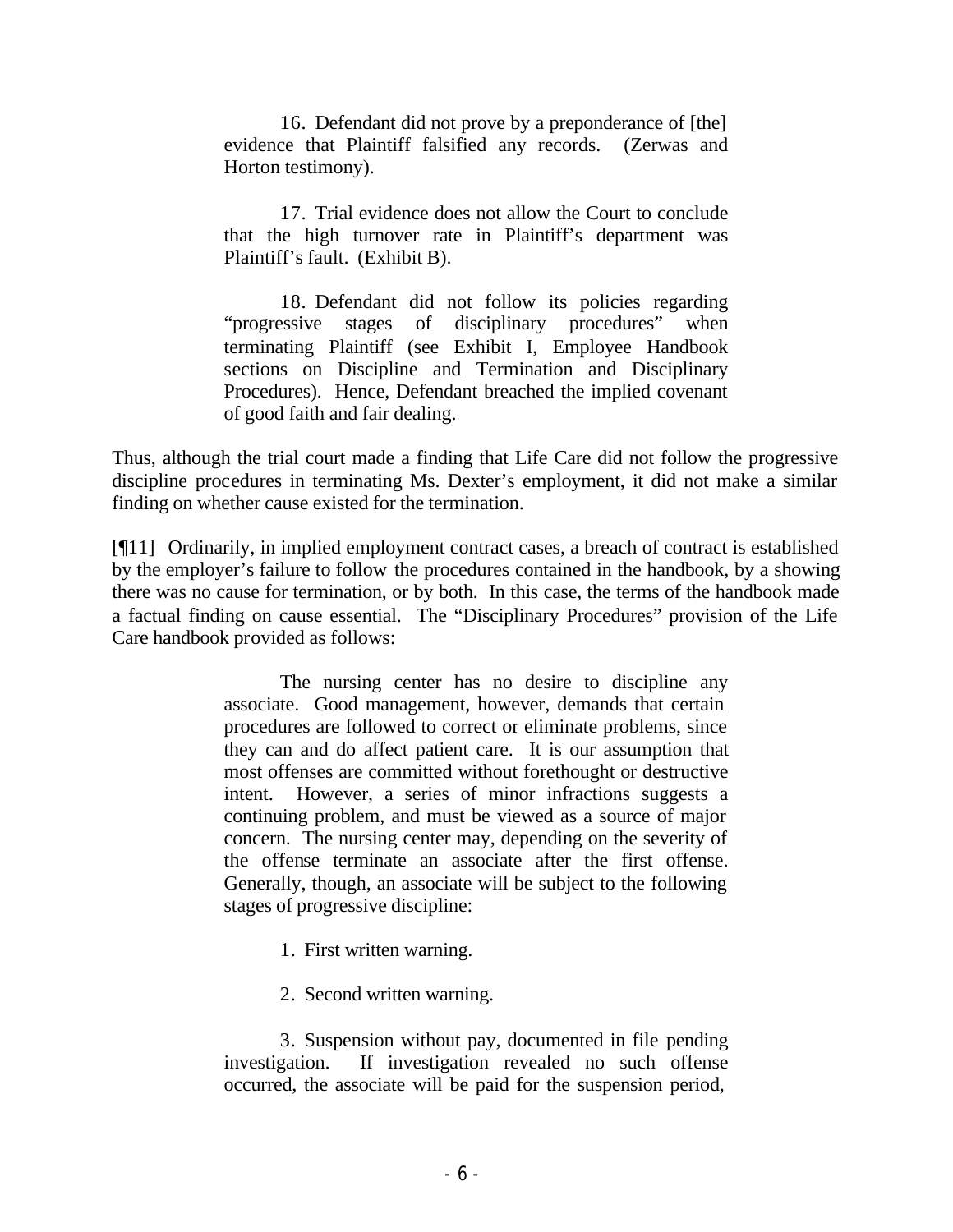> 16. Defendant did not prove by a preponderance of [the] evidence that Plaintiff falsified any records. (Zerwas and Horton testimony).
>
> 17. Trial evidence does not allow the Court to conclude that the high turnover rate in Plaintiff's department was Plaintiff's fault. (Exhibit B).
>
> 18. Defendant did not follow its policies regarding "progressive stages of disciplinary procedures" when terminating Plaintiff (see Exhibit I, Employee Handbook sections on Discipline and Termination and Disciplinary Procedures). Hence, Defendant breached the implied covenant of good faith and fair dealing.

Thus, although the trial court made a finding that Life Care did not follow the progressive discipline procedures in terminating Ms. Dexter's employment, it did not make a similar finding on whether cause existed for the termination.

[¶11] Ordinarily, in implied employment contract cases, a breach of contract is established by the employer's failure to follow the procedures contained in the handbook, by a showing there was no cause for termination, or by both. In this case, the terms of the handbook made a factual finding on cause essential. The "Disciplinary Procedures" provision of the Life Care handbook provided as follows:

> The nursing center has no desire to discipline any associate. Good management, however, demands that certain procedures are followed to correct or eliminate problems, since they can and do affect patient care. It is our assumption that most offenses are committed without forethought or destructive intent. However, a series of minor infractions suggests a continuing problem, and must be viewed as a source of major concern. The nursing center may, depending on the severity of the offense terminate an associate after the first offense. Generally, though, an associate will be subject to the following stages of progressive discipline:
>
> 1. First written warning.
>
> 2. Second written warning.
>
> 3. Suspension without pay, documented in file pending investigation. If investigation revealed no such offense occurred, the associate will be paid for the suspension period,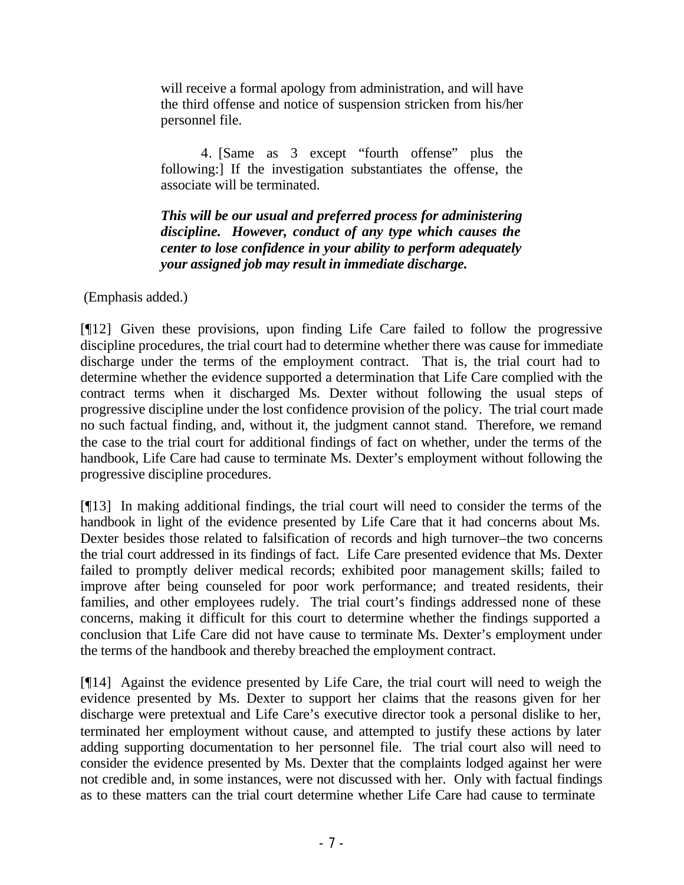> will receive a formal apology from administration, and will have the third offense and notice of suspension stricken from his/her personnel file.
>
> 4. [Same as 3 except "fourth offense" plus the following:] If the investigation substantiates the offense, the associate will be terminated.
>
> ***This will be our usual and preferred process for administering discipline. However, conduct of any type which causes the center to lose confidence in your ability to perform adequately your assigned job may result in immediate discharge.***

(Emphasis added.)

[¶12] Given these provisions, upon finding Life Care failed to follow the progressive discipline procedures, the trial court had to determine whether there was cause for immediate discharge under the terms of the employment contract. That is, the trial court had to determine whether the evidence supported a determination that Life Care complied with the contract terms when it discharged Ms. Dexter without following the usual steps of progressive discipline under the lost confidence provision of the policy. The trial court made no such factual finding, and, without it, the judgment cannot stand. Therefore, we remand the case to the trial court for additional findings of fact on whether, under the terms of the handbook, Life Care had cause to terminate Ms. Dexter's employment without following the progressive discipline procedures.

[¶13] In making additional findings, the trial court will need to consider the terms of the handbook in light of the evidence presented by Life Care that it had concerns about Ms. Dexter besides those related to falsification of records and high turnover–the two concerns the trial court addressed in its findings of fact. Life Care presented evidence that Ms. Dexter failed to promptly deliver medical records; exhibited poor management skills; failed to improve after being counseled for poor work performance; and treated residents, their families, and other employees rudely. The trial court's findings addressed none of these concerns, making it difficult for this court to determine whether the findings supported a conclusion that Life Care did not have cause to terminate Ms. Dexter's employment under the terms of the handbook and thereby breached the employment contract.

[¶14] Against the evidence presented by Life Care, the trial court will need to weigh the evidence presented by Ms. Dexter to support her claims that the reasons given for her discharge were pretextual and Life Care's executive director took a personal dislike to her, terminated her employment without cause, and attempted to justify these actions by later adding supporting documentation to her personnel file. The trial court also will need to consider the evidence presented by Ms. Dexter that the complaints lodged against her were not credible and, in some instances, were not discussed with her. Only with factual findings as to these matters can the trial court determine whether Life Care had cause to terminate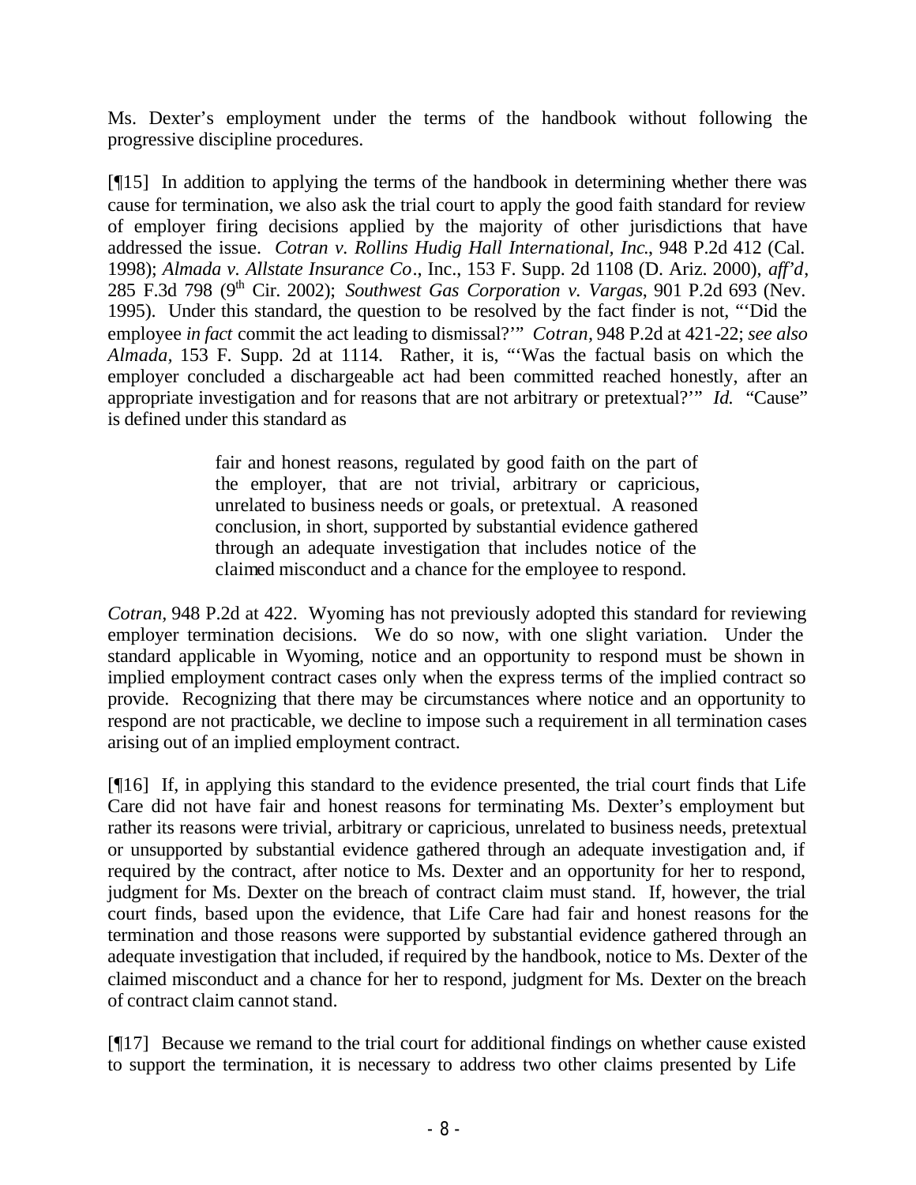Ms. Dexter's employment under the terms of the handbook without following the progressive discipline procedures.

[¶15] In addition to applying the terms of the handbook in determining whether there was cause for termination, we also ask the trial court to apply the good faith standard for review of employer firing decisions applied by the majority of other jurisdictions that have addressed the issue. *Cotran v. Rollins Hudig Hall International, Inc.*, 948 P.2d 412 (Cal. 1998); *Almada v. Allstate Insurance Co*., Inc., 153 F. Supp. 2d 1108 (D. Ariz. 2000), *aff'd*, 285 F.3d 798 (9th Cir. 2002); *Southwest Gas Corporation v. Vargas*, 901 P.2d 693 (Nev. 1995). Under this standard, the question to be resolved by the fact finder is not, "'Did the employee *in fact* commit the act leading to dismissal?'" *Cotran*, 948 P.2d at 421-22; *see also Almada*, 153 F. Supp. 2d at 1114. Rather, it is, "'Was the factual basis on which the employer concluded a dischargeable act had been committed reached honestly, after an appropriate investigation and for reasons that are not arbitrary or pretextual?'" *Id.* "Cause" is defined under this standard as

> fair and honest reasons, regulated by good faith on the part of the employer, that are not trivial, arbitrary or capricious, unrelated to business needs or goals, or pretextual. A reasoned conclusion, in short, supported by substantial evidence gathered through an adequate investigation that includes notice of the claimed misconduct and a chance for the employee to respond.

*Cotran*, 948 P.2d at 422. Wyoming has not previously adopted this standard for reviewing employer termination decisions. We do so now, with one slight variation. Under the standard applicable in Wyoming, notice and an opportunity to respond must be shown in implied employment contract cases only when the express terms of the implied contract so provide. Recognizing that there may be circumstances where notice and an opportunity to respond are not practicable, we decline to impose such a requirement in all termination cases arising out of an implied employment contract.

[¶16] If, in applying this standard to the evidence presented, the trial court finds that Life Care did not have fair and honest reasons for terminating Ms. Dexter's employment but rather its reasons were trivial, arbitrary or capricious, unrelated to business needs, pretextual or unsupported by substantial evidence gathered through an adequate investigation and, if required by the contract, after notice to Ms. Dexter and an opportunity for her to respond, judgment for Ms. Dexter on the breach of contract claim must stand. If, however, the trial court finds, based upon the evidence, that Life Care had fair and honest reasons for the termination and those reasons were supported by substantial evidence gathered through an adequate investigation that included, if required by the handbook, notice to Ms. Dexter of the claimed misconduct and a chance for her to respond, judgment for Ms. Dexter on the breach of contract claim cannot stand.

[¶17] Because we remand to the trial court for additional findings on whether cause existed to support the termination, it is necessary to address two other claims presented by Life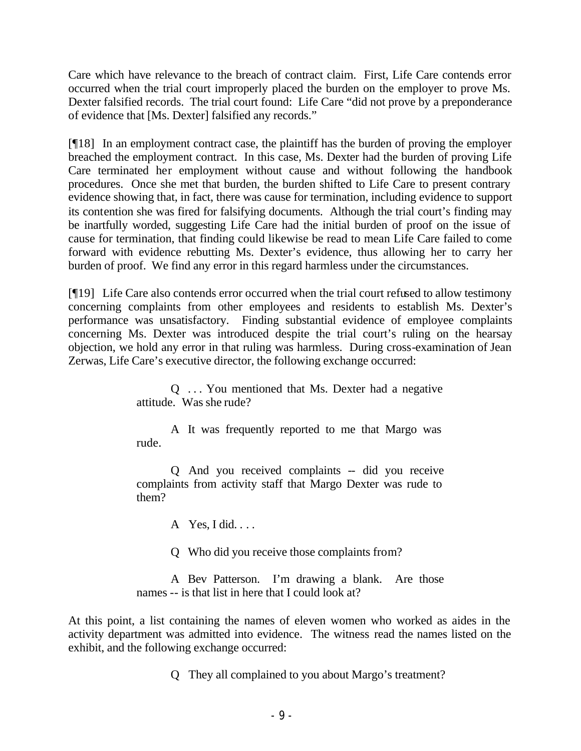Care which have relevance to the breach of contract claim. First, Life Care contends error occurred when the trial court improperly placed the burden on the employer to prove Ms. Dexter falsified records. The trial court found: Life Care "did not prove by a preponderance of evidence that [Ms. Dexter] falsified any records."

[¶18] In an employment contract case, the plaintiff has the burden of proving the employer breached the employment contract. In this case, Ms. Dexter had the burden of proving Life Care terminated her employment without cause and without following the handbook procedures. Once she met that burden, the burden shifted to Life Care to present contrary evidence showing that, in fact, there was cause for termination, including evidence to support its contention she was fired for falsifying documents. Although the trial court's finding may be inartfully worded, suggesting Life Care had the initial burden of proof on the issue of cause for termination, that finding could likewise be read to mean Life Care failed to come forward with evidence rebutting Ms. Dexter's evidence, thus allowing her to carry her burden of proof. We find any error in this regard harmless under the circumstances.

[¶19] Life Care also contends error occurred when the trial court refused to allow testimony concerning complaints from other employees and residents to establish Ms. Dexter's performance was unsatisfactory. Finding substantial evidence of employee complaints concerning Ms. Dexter was introduced despite the trial court's ruling on the hearsay objection, we hold any error in that ruling was harmless. During cross-examination of Jean Zerwas, Life Care's executive director, the following exchange occurred:

> Q . . . You mentioned that Ms. Dexter had a negative attitude. Was she rude?
>
> A It was frequently reported to me that Margo was rude.
>
> Q And you received complaints -- did you receive complaints from activity staff that Margo Dexter was rude to them?
>
> A Yes, I did. . . .
>
> Q Who did you receive those complaints from?
>
> A Bev Patterson. I'm drawing a blank. Are those names -- is that list in here that I could look at?

At this point, a list containing the names of eleven women who worked as aides in the activity department was admitted into evidence. The witness read the names listed on the exhibit, and the following exchange occurred:

> Q They all complained to you about Margo's treatment?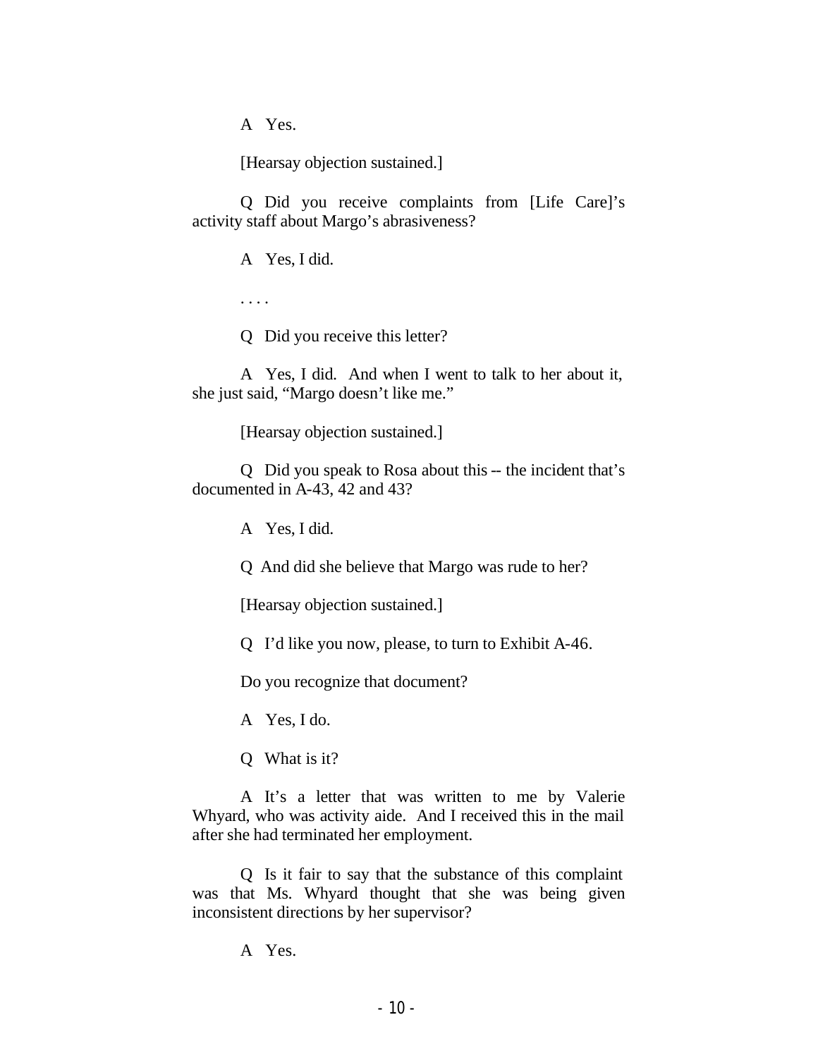A Yes.

[Hearsay objection sustained.]

Q Did you receive complaints from [Life Care]'s activity staff about Margo's abrasiveness?

A Yes, I did.

. . . .

Q Did you receive this letter?

A Yes, I did. And when I went to talk to her about it, she just said, "Margo doesn't like me."

[Hearsay objection sustained.]

Q Did you speak to Rosa about this -- the incident that's documented in A-43, 42 and 43?

A Yes, I did.

Q And did she believe that Margo was rude to her?

[Hearsay objection sustained.]

Q I'd like you now, please, to turn to Exhibit A-46.

Do you recognize that document?

A Yes, I do.

Q What is it?

A It's a letter that was written to me by Valerie Whyard, who was activity aide. And I received this in the mail after she had terminated her employment.

Q Is it fair to say that the substance of this complaint was that Ms. Whyard thought that she was being given inconsistent directions by her supervisor?

A Yes.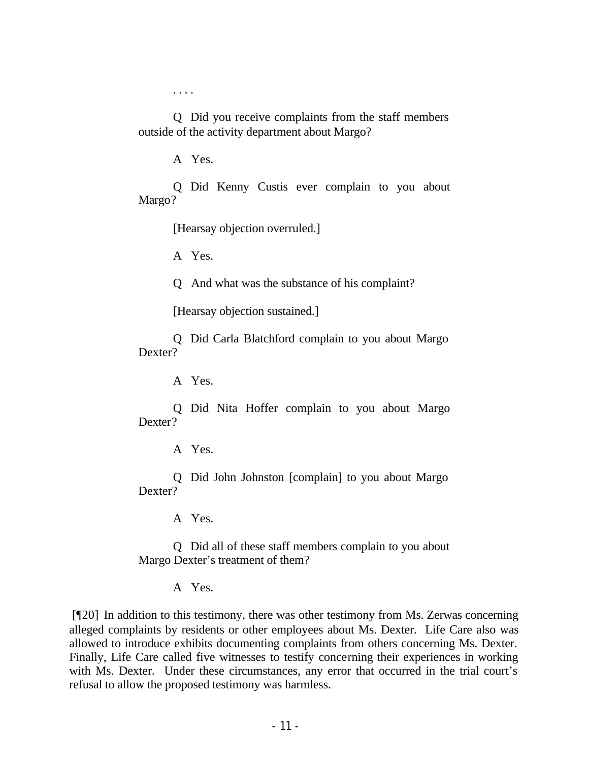. . . .

> Q Did you receive complaints from the staff members outside of the activity department about Margo?
>
> A Yes.
>
> Q Did Kenny Custis ever complain to you about Margo?
>
> [Hearsay objection overruled.]
>
> A Yes.
>
> Q And what was the substance of his complaint?
>
> [Hearsay objection sustained.]
>
> Q Did Carla Blatchford complain to you about Margo Dexter?
>
> A Yes.
>
> Q Did Nita Hoffer complain to you about Margo Dexter?
>
> A Yes.
>
> Q Did John Johnston [complain] to you about Margo Dexter?
>
> A Yes.
>
> Q Did all of these staff members complain to you about Margo Dexter's treatment of them?
>
> A Yes.

[¶20] In addition to this testimony, there was other testimony from Ms. Zerwas concerning alleged complaints by residents or other employees about Ms. Dexter. Life Care also was allowed to introduce exhibits documenting complaints from others concerning Ms. Dexter. Finally, Life Care called five witnesses to testify concerning their experiences in working with Ms. Dexter. Under these circumstances, any error that occurred in the trial court's refusal to allow the proposed testimony was harmless.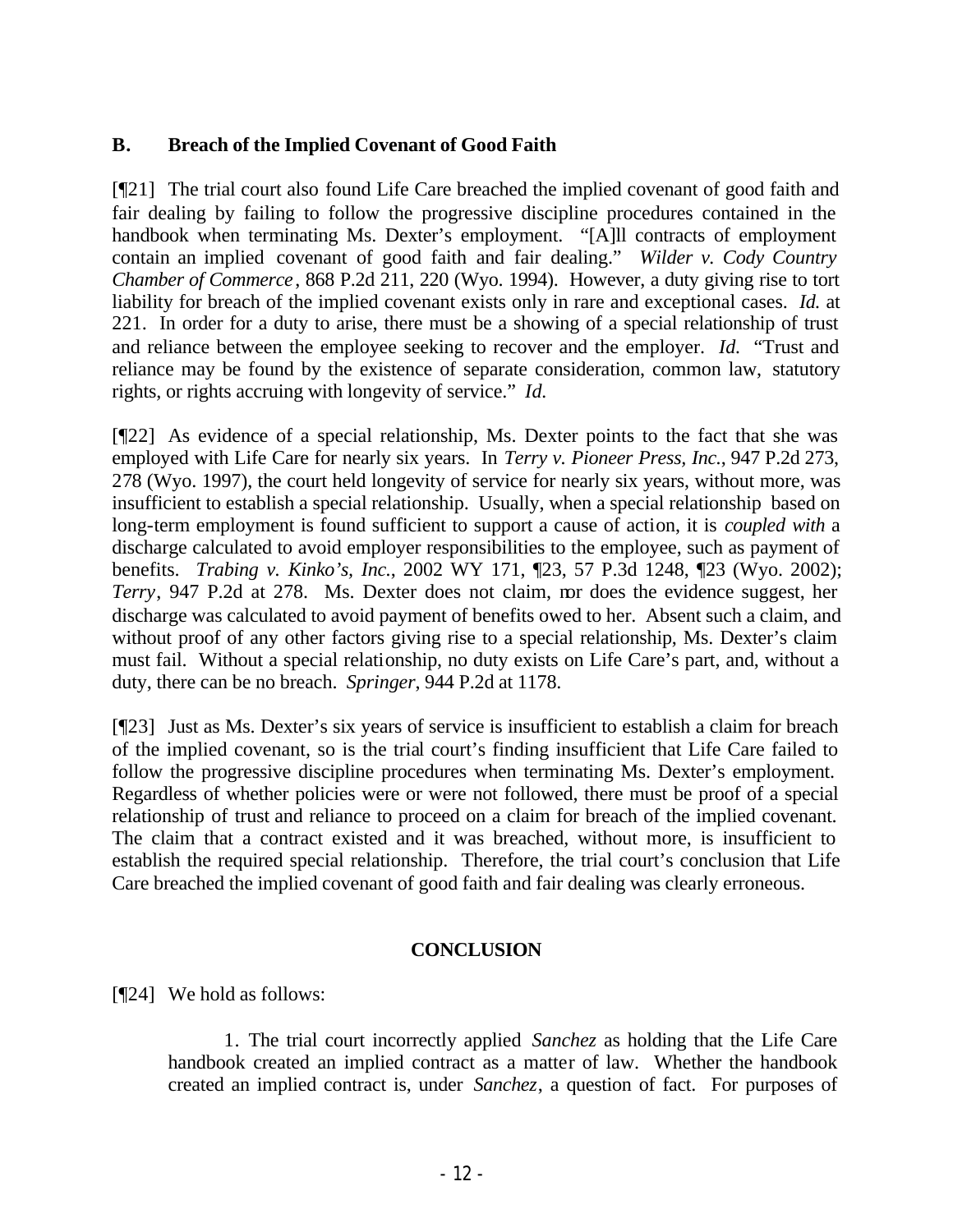### B. Breach of the Implied Covenant of Good Faith

[¶21] The trial court also found Life Care breached the implied covenant of good faith and fair dealing by failing to follow the progressive discipline procedures contained in the handbook when terminating Ms. Dexter's employment. "[A]ll contracts of employment contain an implied covenant of good faith and fair dealing." *Wilder v. Cody Country Chamber of Commerce*, 868 P.2d 211, 220 (Wyo. 1994). However, a duty giving rise to tort liability for breach of the implied covenant exists only in rare and exceptional cases. *Id.* at 221. In order for a duty to arise, there must be a showing of a special relationship of trust and reliance between the employee seeking to recover and the employer. *Id.* "Trust and reliance may be found by the existence of separate consideration, common law, statutory rights, or rights accruing with longevity of service." *Id.*

[¶22] As evidence of a special relationship, Ms. Dexter points to the fact that she was employed with Life Care for nearly six years. In *Terry v. Pioneer Press, Inc.*, 947 P.2d 273, 278 (Wyo. 1997), the court held longevity of service for nearly six years, without more, was insufficient to establish a special relationship. Usually, when a special relationship based on long-term employment is found sufficient to support a cause of action, it is *coupled with* a discharge calculated to avoid employer responsibilities to the employee, such as payment of benefits. *Trabing v. Kinko's, Inc.*, 2002 WY 171, ¶23, 57 P.3d 1248, ¶23 (Wyo. 2002); *Terry*, 947 P.2d at 278. Ms. Dexter does not claim, nor does the evidence suggest, her discharge was calculated to avoid payment of benefits owed to her. Absent such a claim, and without proof of any other factors giving rise to a special relationship, Ms. Dexter's claim must fail. Without a special relationship, no duty exists on Life Care's part, and, without a duty, there can be no breach. *Springer*, 944 P.2d at 1178.

[¶23] Just as Ms. Dexter's six years of service is insufficient to establish a claim for breach of the implied covenant, so is the trial court's finding insufficient that Life Care failed to follow the progressive discipline procedures when terminating Ms. Dexter's employment. Regardless of whether policies were or were not followed, there must be proof of a special relationship of trust and reliance to proceed on a claim for breach of the implied covenant. The claim that a contract existed and it was breached, without more, is insufficient to establish the required special relationship. Therefore, the trial court's conclusion that Life Care breached the implied covenant of good faith and fair dealing was clearly erroneous.

## CONCLUSION

[¶24] We hold as follows:

> 1. The trial court incorrectly applied *Sanchez* as holding that the Life Care handbook created an implied contract as a matter of law. Whether the handbook created an implied contract is, under *Sanchez*, a question of fact. For purposes of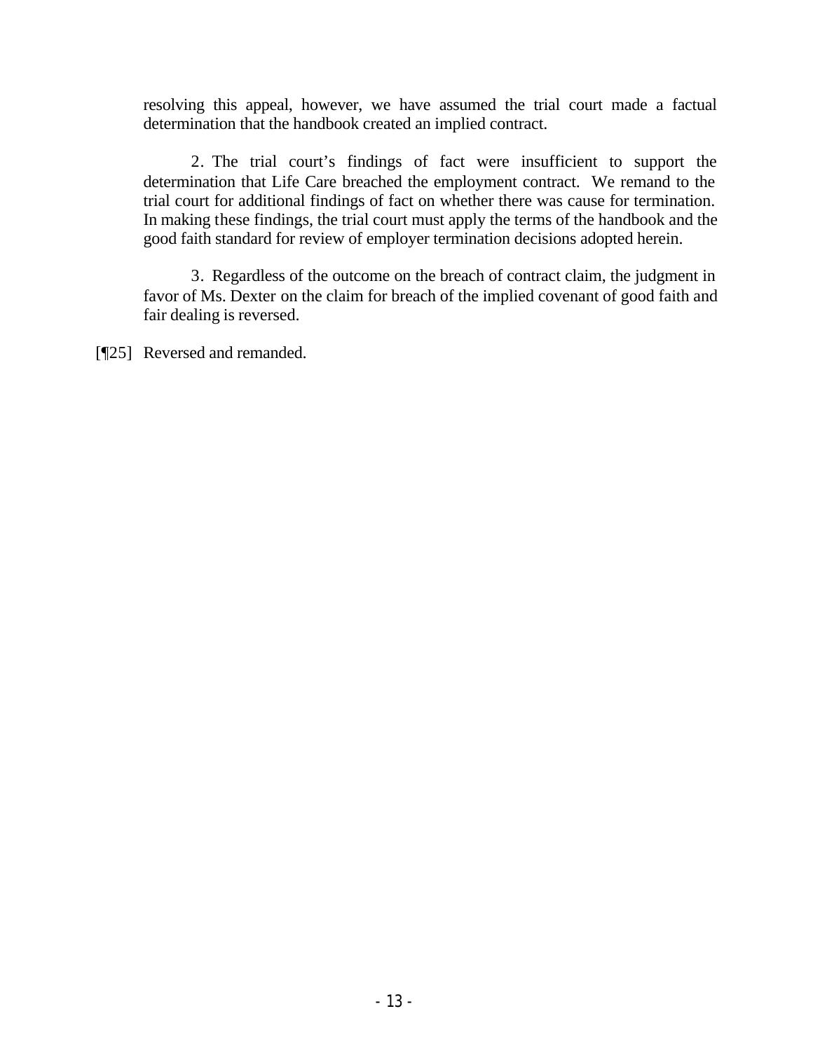resolving this appeal, however, we have assumed the trial court made a factual determination that the handbook created an implied contract.

2. The trial court's findings of fact were insufficient to support the determination that Life Care breached the employment contract. We remand to the trial court for additional findings of fact on whether there was cause for termination. In making these findings, the trial court must apply the terms of the handbook and the good faith standard for review of employer termination decisions adopted herein.

3. Regardless of the outcome on the breach of contract claim, the judgment in favor of Ms. Dexter on the claim for breach of the implied covenant of good faith and fair dealing is reversed.

[¶25] Reversed and remanded.